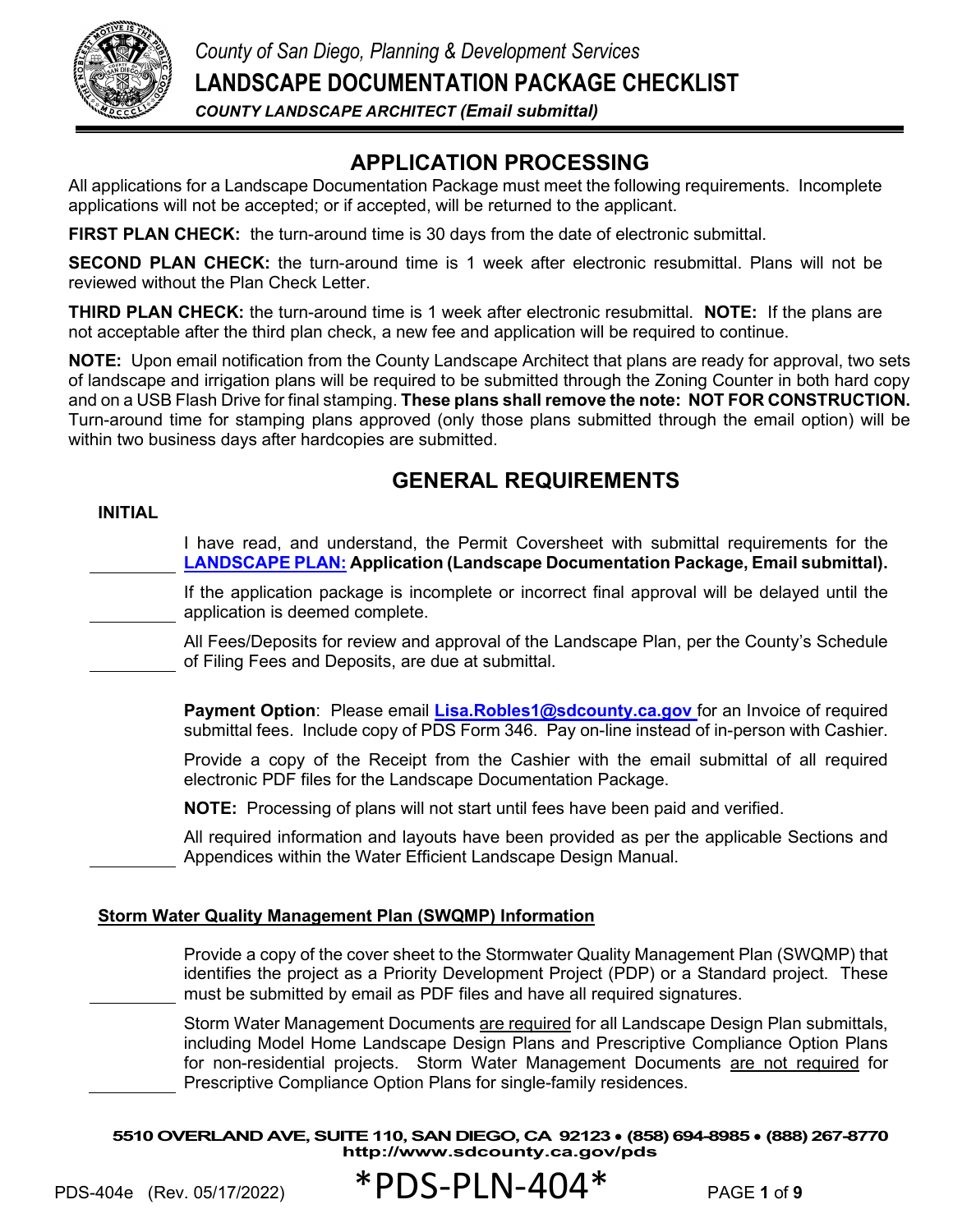*County of San Diego, Planning & Development Services*

# LANDSCAPE DOCUMENTATION PACKAGE CHECKLIST

***COUNTY LANDSCAPE ARCHITECT (Email submittal)***

## APPLICATION PROCESSING

All applications for a Landscape Documentation Package must meet the following requirements. Incomplete applications will not be accepted; or if accepted, will be returned to the applicant.

**FIRST PLAN CHECK:** the turn-around time is 30 days from the date of electronic submittal.

**SECOND PLAN CHECK:** the turn-around time is 1 week after electronic resubmittal. Plans will not be reviewed without the Plan Check Letter.

**THIRD PLAN CHECK:** the turn-around time is 1 week after electronic resubmittal. **NOTE:** If the plans are not acceptable after the third plan check, a new fee and application will be required to continue.

**NOTE:** Upon email notification from the County Landscape Architect that plans are ready for approval, two sets of landscape and irrigation plans will be required to be submitted through the Zoning Counter in both hard copy and on a USB Flash Drive for final stamping. **These plans shall remove the note: NOT FOR CONSTRUCTION.** Turn-around time for stamping plans approved (only those plans submitted through the email option) will be within two business days after hardcopies are submitted.

## GENERAL REQUIREMENTS

**INITIAL**

__________ I have read, and understand, the Permit Coversheet with submittal requirements for the **LANDSCAPE PLAN: Application (Landscape Documentation Package, Email submittal).**

__________ If the application package is incomplete or incorrect final approval will be delayed until the application is deemed complete.

__________ All Fees/Deposits for review and approval of the Landscape Plan, per the County's Schedule of Filing Fees and Deposits, are due at submittal.

**Payment Option**: Please email **Lisa.Robles1@sdcounty.ca.gov** for an Invoice of required submittal fees. Include copy of PDS Form 346. Pay on-line instead of in-person with Cashier.

Provide a copy of the Receipt from the Cashier with the email submittal of all required electronic PDF files for the Landscape Documentation Package.

**NOTE:** Processing of plans will not start until fees have been paid and verified.

__________ All required information and layouts have been provided as per the applicable Sections and Appendices within the Water Efficient Landscape Design Manual.

**Storm Water Quality Management Plan (SWQMP) Information**

__________ Provide a copy of the cover sheet to the Stormwater Quality Management Plan (SWQMP) that identifies the project as a Priority Development Project (PDP) or a Standard project. These must be submitted by email as PDF files and have all required signatures.

__________ Storm Water Management Documents are required for all Landscape Design Plan submittals, including Model Home Landscape Design Plans and Prescriptive Compliance Option Plans for non-residential projects. Storm Water Management Documents are not required for Prescriptive Compliance Option Plans for single-family residences.

5510 OVERLAND AVE, SUITE 110, SAN DIEGO, CA 92123 • (858) 694-8985 • (888) 267-8770
http://www.sdcounty.ca.gov/pds

PDS-404e (Rev. 05/17/2022) *PDS-PLN-404*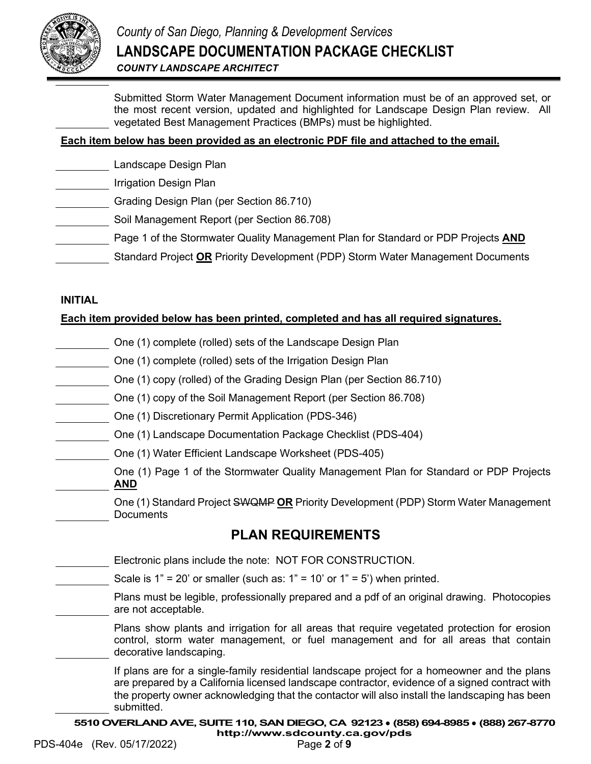_________ Submitted Storm Water Management Document information must be of an approved set, or the most recent version, updated and highlighted for Landscape Design Plan review. All vegetated Best Management Practices (BMPs) must be highlighted.

**Each item below has been provided as an electronic PDF file and attached to the email.**

_________ Landscape Design Plan

_________ Irrigation Design Plan

_________ Grading Design Plan (per Section 86.710)

_________ Soil Management Report (per Section 86.708)

_________ Page 1 of the Stormwater Quality Management Plan for Standard or PDP Projects **AND**

_________ Standard Project **OR** Priority Development (PDP) Storm Water Management Documents

**INITIAL**

**Each item provided below has been printed, completed and has all required signatures.**

_________ One (1) complete (rolled) sets of the Landscape Design Plan

_________ One (1) complete (rolled) sets of the Irrigation Design Plan

_________ One (1) copy (rolled) of the Grading Design Plan (per Section 86.710)

_________ One (1) copy of the Soil Management Report (per Section 86.708)

_________ One (1) Discretionary Permit Application (PDS-346)

_________ One (1) Landscape Documentation Package Checklist (PDS-404)

_________ One (1) Water Efficient Landscape Worksheet (PDS-405)

_________ One (1) Page 1 of the Stormwater Quality Management Plan for Standard or PDP Projects **AND**

_________ One (1) Standard Project ~~SWQMP~~ **OR** Priority Development (PDP) Storm Water Management Documents

## PLAN REQUIREMENTS

_________ Electronic plans include the note: NOT FOR CONSTRUCTION.

_________ Scale is 1" = 20' or smaller (such as: 1" = 10' or 1" = 5') when printed.

_________ Plans must be legible, professionally prepared and a pdf of an original drawing. Photocopies are not acceptable.

_________ Plans show plants and irrigation for all areas that require vegetated protection for erosion control, storm water management, or fuel management and for all areas that contain decorative landscaping.

_________ If plans are for a single-family residential landscape project for a homeowner and the plans are prepared by a California licensed landscape contractor, evidence of a signed contract with the property owner acknowledging that the contactor will also install the landscaping has been submitted.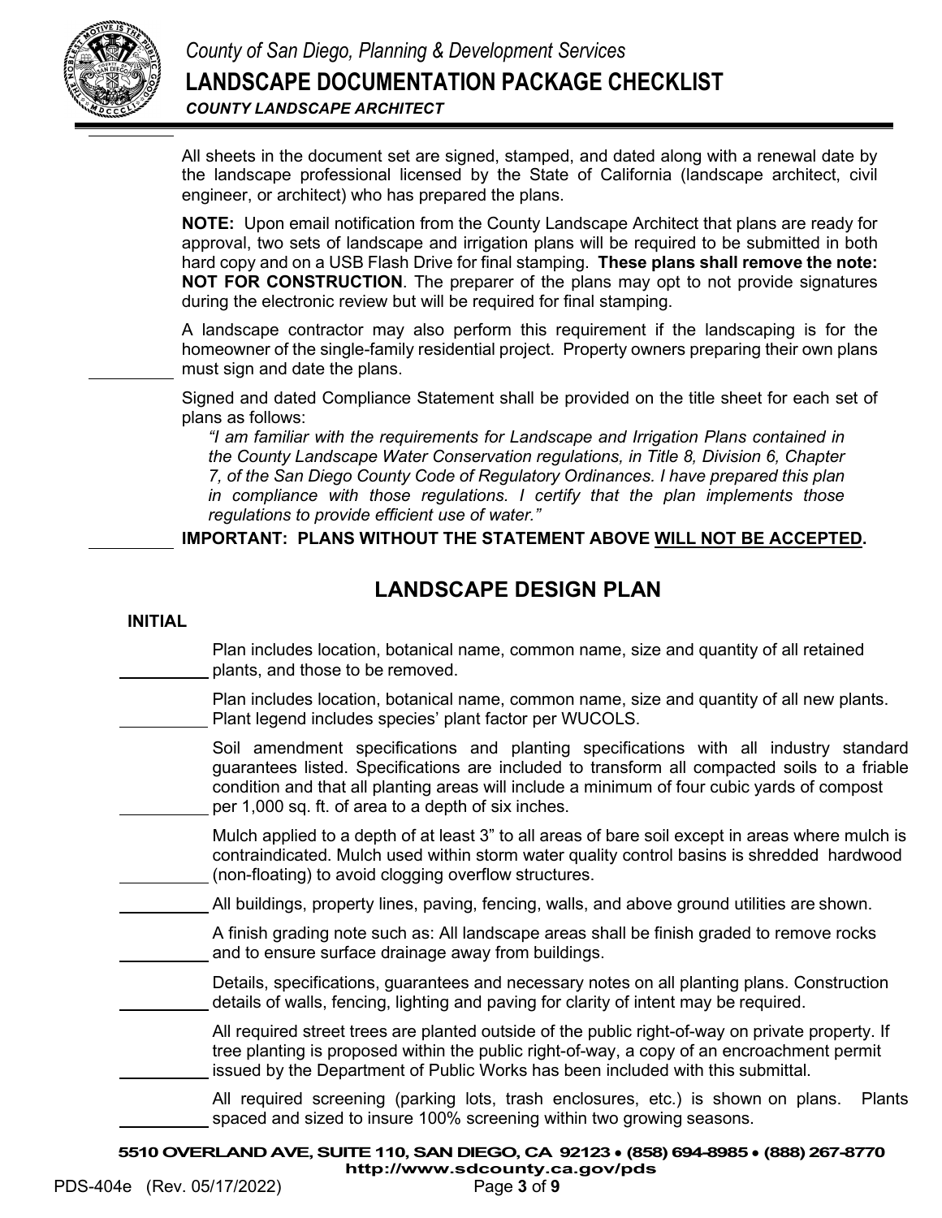All sheets in the document set are signed, stamped, and dated along with a renewal date by the landscape professional licensed by the State of California (landscape architect, civil engineer, or architect) who has prepared the plans.

**NOTE:** Upon email notification from the County Landscape Architect that plans are ready for approval, two sets of landscape and irrigation plans will be required to be submitted in both hard copy and on a USB Flash Drive for final stamping. **These plans shall remove the note: NOT FOR CONSTRUCTION**. The preparer of the plans may opt to not provide signatures during the electronic review but will be required for final stamping.

A landscape contractor may also perform this requirement if the landscaping is for the homeowner of the single-family residential project. Property owners preparing their own plans must sign and date the plans.

Signed and dated Compliance Statement shall be provided on the title sheet for each set of plans as follows:

> *"I am familiar with the requirements for Landscape and Irrigation Plans contained in the County Landscape Water Conservation regulations, in Title 8, Division 6, Chapter 7, of the San Diego County Code of Regulatory Ordinances. I have prepared this plan in compliance with those regulations. I certify that the plan implements those regulations to provide efficient use of water."*

**IMPORTANT: PLANS WITHOUT THE STATEMENT ABOVE WILL NOT BE ACCEPTED.**

## LANDSCAPE DESIGN PLAN

**INITIAL**

\_\_\_\_\_\_\_\_\_\_ Plan includes location, botanical name, common name, size and quantity of all retained plants, and those to be removed.

\_\_\_\_\_\_\_\_\_\_ Plan includes location, botanical name, common name, size and quantity of all new plants. Plant legend includes species' plant factor per WUCOLS.

\_\_\_\_\_\_\_\_\_\_ Soil amendment specifications and planting specifications with all industry standard guarantees listed. Specifications are included to transform all compacted soils to a friable condition and that all planting areas will include a minimum of four cubic yards of compost per 1,000 sq. ft. of area to a depth of six inches.

\_\_\_\_\_\_\_\_\_\_ Mulch applied to a depth of at least 3" to all areas of bare soil except in areas where mulch is contraindicated. Mulch used within storm water quality control basins is shredded hardwood (non-floating) to avoid clogging overflow structures.

\_\_\_\_\_\_\_\_\_\_ All buildings, property lines, paving, fencing, walls, and above ground utilities are shown.

\_\_\_\_\_\_\_\_\_\_ A finish grading note such as: All landscape areas shall be finish graded to remove rocks and to ensure surface drainage away from buildings.

\_\_\_\_\_\_\_\_\_\_ Details, specifications, guarantees and necessary notes on all planting plans. Construction details of walls, fencing, lighting and paving for clarity of intent may be required.

\_\_\_\_\_\_\_\_\_\_ All required street trees are planted outside of the public right-of-way on private property. If tree planting is proposed within the public right-of-way, a copy of an encroachment permit issued by the Department of Public Works has been included with this submittal.

\_\_\_\_\_\_\_\_\_\_ All required screening (parking lots, trash enclosures, etc.) is shown on plans. Plants spaced and sized to insure 100% screening within two growing seasons.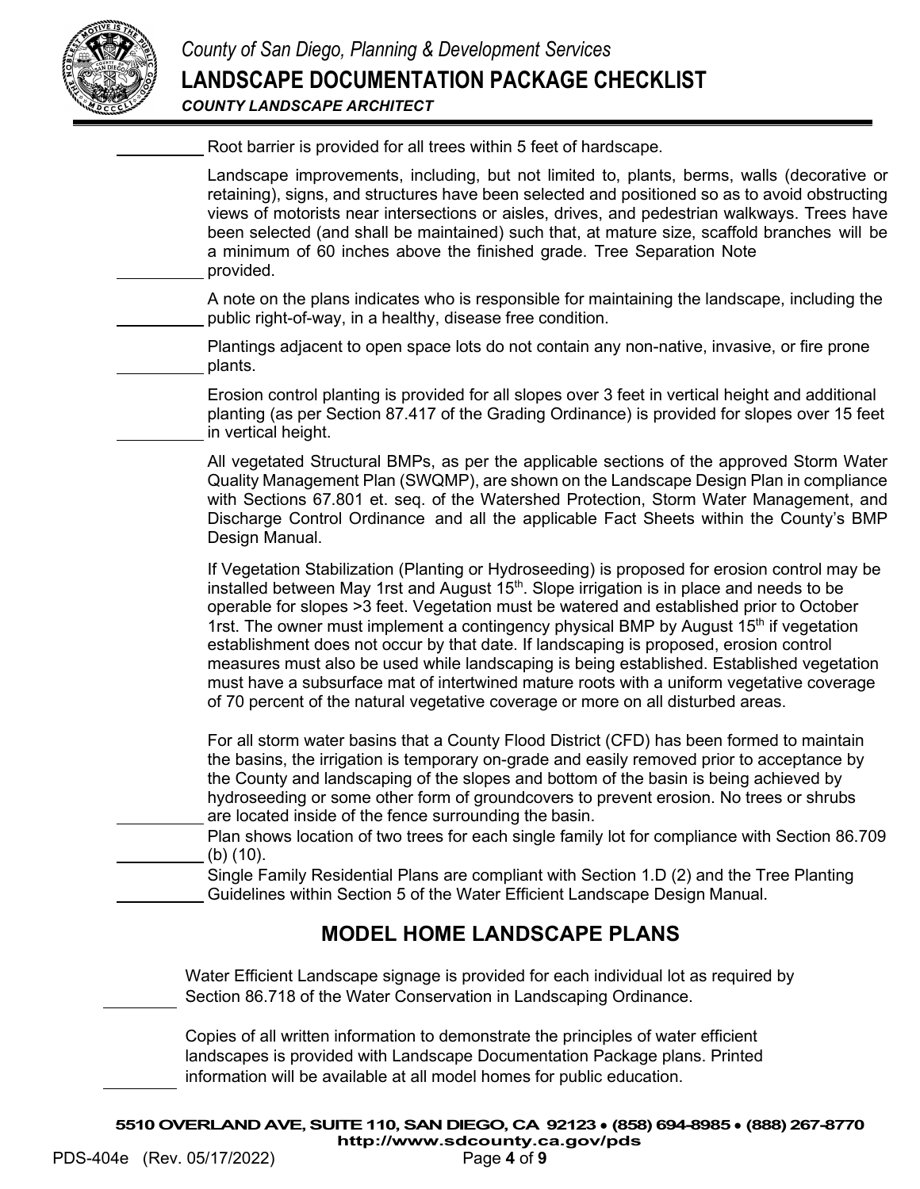\_\_\_\_\_\_\_\_\_\_ Root barrier is provided for all trees within 5 feet of hardscape.

\_\_\_\_\_\_\_\_\_\_ Landscape improvements, including, but not limited to, plants, berms, walls (decorative or retaining), signs, and structures have been selected and positioned so as to avoid obstructing views of motorists near intersections or aisles, drives, and pedestrian walkways. Trees have been selected (and shall be maintained) such that, at mature size, scaffold branches will be a minimum of 60 inches above the finished grade. Tree Separation Note provided.

\_\_\_\_\_\_\_\_\_\_ A note on the plans indicates who is responsible for maintaining the landscape, including the public right-of-way, in a healthy, disease free condition.

\_\_\_\_\_\_\_\_\_\_ Plantings adjacent to open space lots do not contain any non-native, invasive, or fire prone plants.

\_\_\_\_\_\_\_\_\_\_ Erosion control planting is provided for all slopes over 3 feet in vertical height and additional planting (as per Section 87.417 of the Grading Ordinance) is provided for slopes over 15 feet in vertical height.

All vegetated Structural BMPs, as per the applicable sections of the approved Storm Water Quality Management Plan (SWQMP), are shown on the Landscape Design Plan in compliance with Sections 67.801 et. seq. of the Watershed Protection, Storm Water Management, and Discharge Control Ordinance and all the applicable Fact Sheets within the County's BMP Design Manual.

If Vegetation Stabilization (Planting or Hydroseeding) is proposed for erosion control may be installed between May 1rst and August 15th. Slope irrigation is in place and needs to be operable for slopes >3 feet. Vegetation must be watered and established prior to October 1rst. The owner must implement a contingency physical BMP by August 15th if vegetation establishment does not occur by that date. If landscaping is proposed, erosion control measures must also be used while landscaping is being established. Established vegetation must have a subsurface mat of intertwined mature roots with a uniform vegetative coverage of 70 percent of the natural vegetative coverage or more on all disturbed areas.

\_\_\_\_\_\_\_\_\_\_ For all storm water basins that a County Flood District (CFD) has been formed to maintain the basins, the irrigation is temporary on-grade and easily removed prior to acceptance by the County and landscaping of the slopes and bottom of the basin is being achieved by hydroseeding or some other form of groundcovers to prevent erosion. No trees or shrubs are located inside of the fence surrounding the basin.

\_\_\_\_\_\_\_\_\_\_ Plan shows location of two trees for each single family lot for compliance with Section 86.709 (b) (10).

\_\_\_\_\_\_\_\_\_\_ Single Family Residential Plans are compliant with Section 1.D (2) and the Tree Planting Guidelines within Section 5 of the Water Efficient Landscape Design Manual.

## MODEL HOME LANDSCAPE PLANS

\_\_\_\_\_\_\_\_\_\_ Water Efficient Landscape signage is provided for each individual lot as required by Section 86.718 of the Water Conservation in Landscaping Ordinance.

\_\_\_\_\_\_\_\_\_\_ Copies of all written information to demonstrate the principles of water efficient landscapes is provided with Landscape Documentation Package plans. Printed information will be available at all model homes for public education.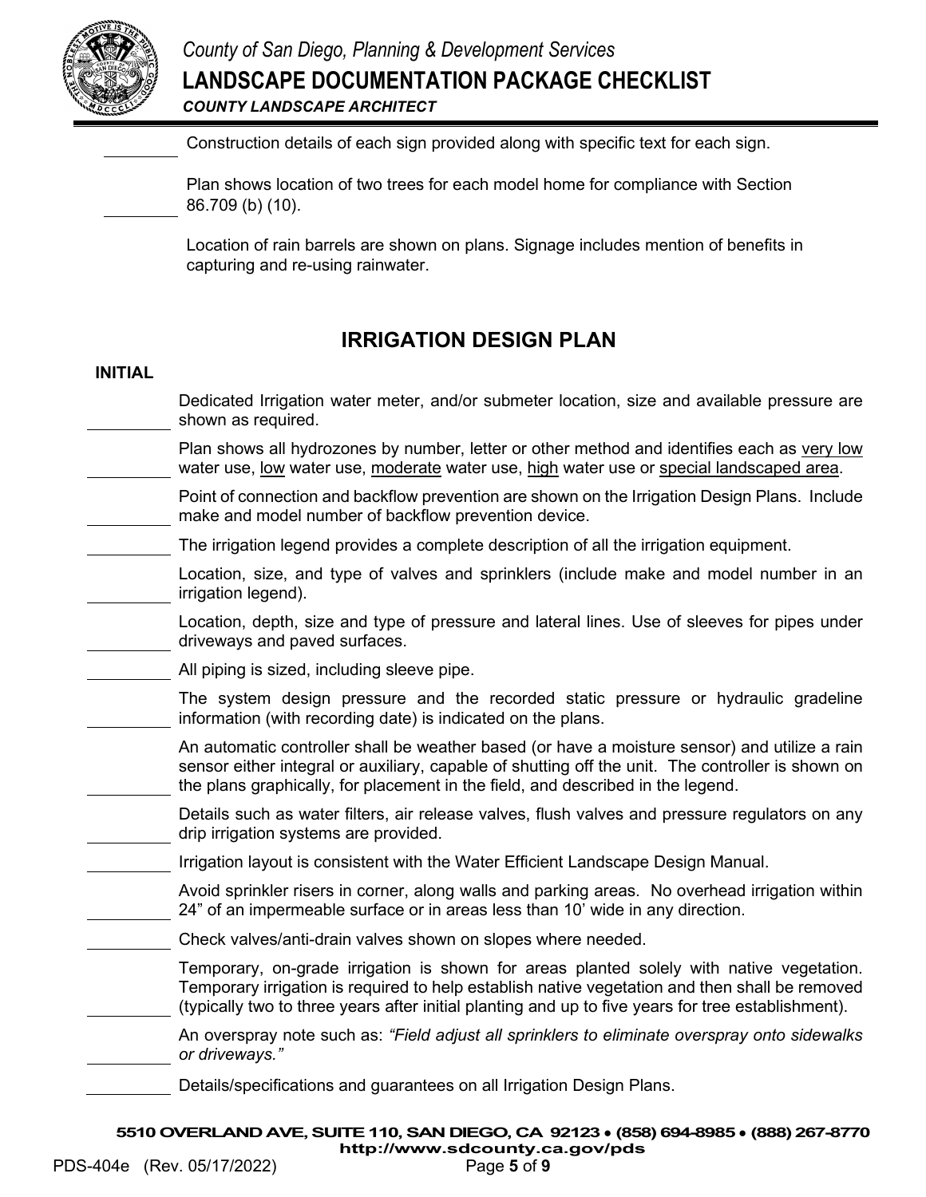_________ Construction details of each sign provided along with specific text for each sign.

_________ Plan shows location of two trees for each model home for compliance with Section 86.709 (b) (10).

Location of rain barrels are shown on plans. Signage includes mention of benefits in capturing and re-using rainwater.

## IRRIGATION DESIGN PLAN

**INITIAL**

_________ Dedicated Irrigation water meter, and/or submeter location, size and available pressure are shown as required.

_________ Plan shows all hydrozones by number, letter or other method and identifies each as <u>very low</u> water use, <u>low</u> water use, <u>moderate</u> water use, <u>high</u> water use or <u>special landscaped area</u>.

_________ Point of connection and backflow prevention are shown on the Irrigation Design Plans. Include make and model number of backflow prevention device.

_________ The irrigation legend provides a complete description of all the irrigation equipment.

_________ Location, size, and type of valves and sprinklers (include make and model number in an irrigation legend).

_________ Location, depth, size and type of pressure and lateral lines. Use of sleeves for pipes under driveways and paved surfaces.

_________ All piping is sized, including sleeve pipe.

_________ The system design pressure and the recorded static pressure or hydraulic gradeline information (with recording date) is indicated on the plans.

_________ An automatic controller shall be weather based (or have a moisture sensor) and utilize a rain sensor either integral or auxiliary, capable of shutting off the unit. The controller is shown on the plans graphically, for placement in the field, and described in the legend.

_________ Details such as water filters, air release valves, flush valves and pressure regulators on any drip irrigation systems are provided.

_________ Irrigation layout is consistent with the Water Efficient Landscape Design Manual.

_________ Avoid sprinkler risers in corner, along walls and parking areas. No overhead irrigation within 24" of an impermeable surface or in areas less than 10' wide in any direction.

_________ Check valves/anti-drain valves shown on slopes where needed.

_________ Temporary, on-grade irrigation is shown for areas planted solely with native vegetation. Temporary irrigation is required to help establish native vegetation and then shall be removed (typically two to three years after initial planting and up to five years for tree establishment).

_________ An overspray note such as: *"Field adjust all sprinklers to eliminate overspray onto sidewalks or driveways."*

_________ Details/specifications and guarantees on all Irrigation Design Plans.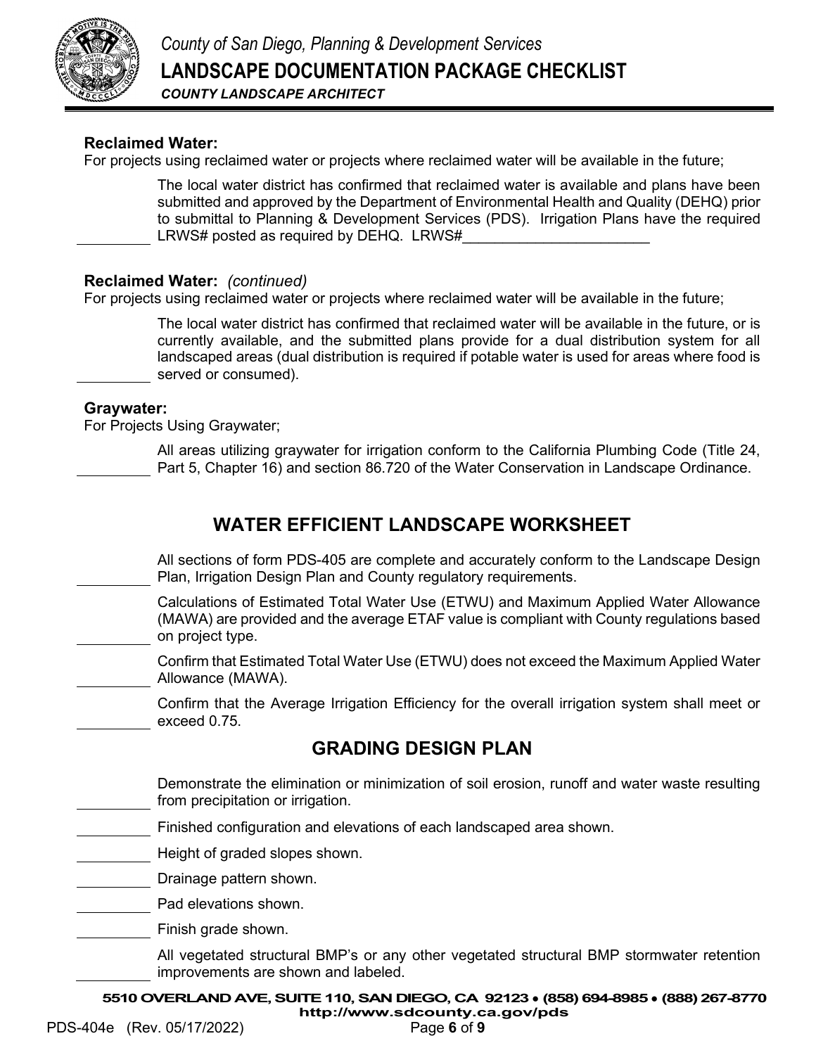**Reclaimed Water:**
For projects using reclaimed water or projects where reclaimed water will be available in the future;

_________ The local water district has confirmed that reclaimed water is available and plans have been submitted and approved by the Department of Environmental Health and Quality (DEHQ) prior to submittal to Planning & Development Services (PDS). Irrigation Plans have the required LRWS# posted as required by DEHQ. LRWS#_______________________

**Reclaimed Water:** *(continued)*
For projects using reclaimed water or projects where reclaimed water will be available in the future;

_________ The local water district has confirmed that reclaimed water will be available in the future, or is currently available, and the submitted plans provide for a dual distribution system for all landscaped areas (dual distribution is required if potable water is used for areas where food is served or consumed).

**Graywater:**
For Projects Using Graywater;

_________ All areas utilizing graywater for irrigation conform to the California Plumbing Code (Title 24, Part 5, Chapter 16) and section 86.720 of the Water Conservation in Landscape Ordinance.

## WATER EFFICIENT LANDSCAPE WORKSHEET

_________ All sections of form PDS-405 are complete and accurately conform to the Landscape Design Plan, Irrigation Design Plan and County regulatory requirements.

_________ Calculations of Estimated Total Water Use (ETWU) and Maximum Applied Water Allowance (MAWA) are provided and the average ETAF value is compliant with County regulations based on project type.

_________ Confirm that Estimated Total Water Use (ETWU) does not exceed the Maximum Applied Water Allowance (MAWA).

_________ Confirm that the Average Irrigation Efficiency for the overall irrigation system shall meet or exceed 0.75.

## GRADING DESIGN PLAN

_________ Demonstrate the elimination or minimization of soil erosion, runoff and water waste resulting from precipitation or irrigation.

_________ Finished configuration and elevations of each landscaped area shown.

_________ Height of graded slopes shown.

_________ Drainage pattern shown.

_________ Pad elevations shown.

_________ Finish grade shown.

_________ All vegetated structural BMP's or any other vegetated structural BMP stormwater retention improvements are shown and labeled.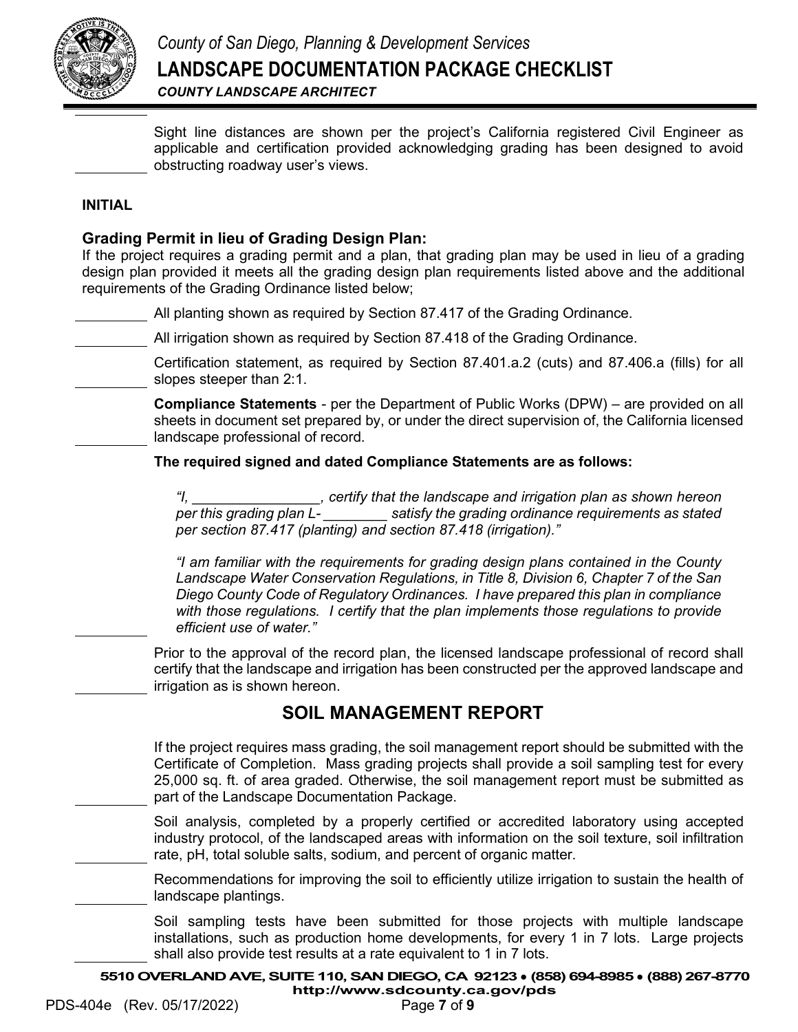_________ Sight line distances are shown per the project's California registered Civil Engineer as applicable and certification provided acknowledging grading has been designed to avoid obstructing roadway user's views.

**INITIAL**

**Grading Permit in lieu of Grading Design Plan:**
If the project requires a grading permit and a plan, that grading plan may be used in lieu of a grading design plan provided it meets all the grading design plan requirements listed above and the additional requirements of the Grading Ordinance listed below;

_________ All planting shown as required by Section 87.417 of the Grading Ordinance.

_________ All irrigation shown as required by Section 87.418 of the Grading Ordinance.

_________ Certification statement, as required by Section 87.401.a.2 (cuts) and 87.406.a (fills) for all slopes steeper than 2:1.

_________ **Compliance Statements** - per the Department of Public Works (DPW) – are provided on all sheets in document set prepared by, or under the direct supervision of, the California licensed landscape professional of record.

**The required signed and dated Compliance Statements are as follows:**

> *"I, ________________, certify that the landscape and irrigation plan as shown hereon per this grading plan L-________ satisfy the grading ordinance requirements as stated per section 87.417 (planting) and section 87.418 (irrigation)."*
>
> *"I am familiar with the requirements for grading design plans contained in the County Landscape Water Conservation Regulations, in Title 8, Division 6, Chapter 7 of the San Diego County Code of Regulatory Ordinances. I have prepared this plan in compliance with those regulations. I certify that the plan implements those regulations to provide efficient use of water."*

_________ Prior to the approval of the record plan, the licensed landscape professional of record shall certify that the landscape and irrigation has been constructed per the approved landscape and irrigation as is shown hereon.

## SOIL MANAGEMENT REPORT

_________ If the project requires mass grading, the soil management report should be submitted with the Certificate of Completion. Mass grading projects shall provide a soil sampling test for every 25,000 sq. ft. of area graded. Otherwise, the soil management report must be submitted as part of the Landscape Documentation Package.

_________ Soil analysis, completed by a properly certified or accredited laboratory using accepted industry protocol, of the landscaped areas with information on the soil texture, soil infiltration rate, pH, total soluble salts, sodium, and percent of organic matter.

_________ Recommendations for improving the soil to efficiently utilize irrigation to sustain the health of landscape plantings.

_________ Soil sampling tests have been submitted for those projects with multiple landscape installations, such as production home developments, for every 1 in 7 lots. Large projects shall also provide test results at a rate equivalent to 1 in 7 lots.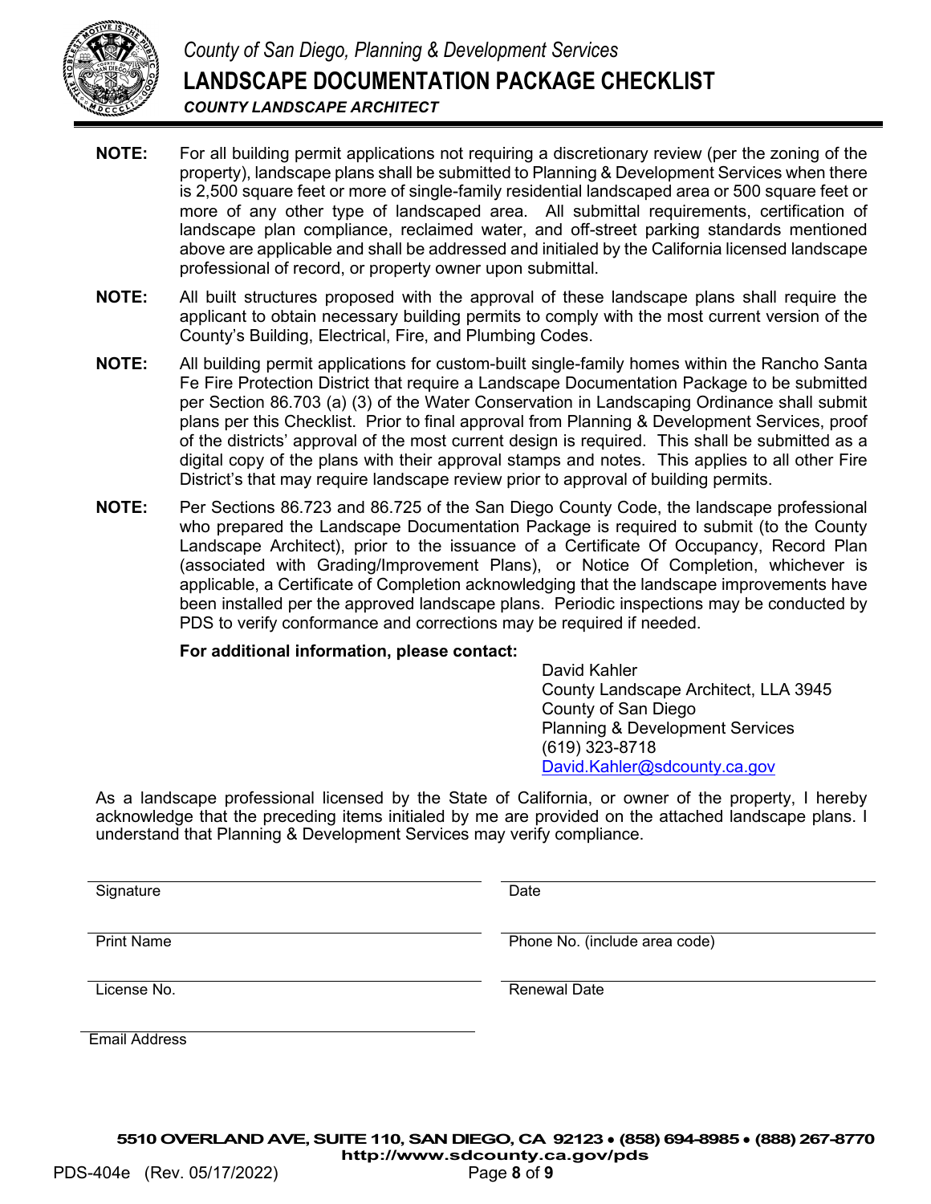**NOTE:** For all building permit applications not requiring a discretionary review (per the zoning of the property), landscape plans shall be submitted to Planning & Development Services when there is 2,500 square feet or more of single-family residential landscaped area or 500 square feet or more of any other type of landscaped area. All submittal requirements, certification of landscape plan compliance, reclaimed water, and off-street parking standards mentioned above are applicable and shall be addressed and initialed by the California licensed landscape professional of record, or property owner upon submittal.

**NOTE:** All built structures proposed with the approval of these landscape plans shall require the applicant to obtain necessary building permits to comply with the most current version of the County's Building, Electrical, Fire, and Plumbing Codes.

**NOTE:** All building permit applications for custom-built single-family homes within the Rancho Santa Fe Fire Protection District that require a Landscape Documentation Package to be submitted per Section 86.703 (a) (3) of the Water Conservation in Landscaping Ordinance shall submit plans per this Checklist. Prior to final approval from Planning & Development Services, proof of the districts' approval of the most current design is required. This shall be submitted as a digital copy of the plans with their approval stamps and notes. This applies to all other Fire District's that may require landscape review prior to approval of building permits.

**NOTE:** Per Sections 86.723 and 86.725 of the San Diego County Code, the landscape professional who prepared the Landscape Documentation Package is required to submit (to the County Landscape Architect), prior to the issuance of a Certificate Of Occupancy, Record Plan (associated with Grading/Improvement Plans), or Notice Of Completion, whichever is applicable, a Certificate of Completion acknowledging that the landscape improvements have been installed per the approved landscape plans. Periodic inspections may be conducted by PDS to verify conformance and corrections may be required if needed.

**For additional information, please contact:**

David Kahler
County Landscape Architect, LLA 3945
County of San Diego
Planning & Development Services
(619) 323-8718
David.Kahler@sdcounty.ca.gov

As a landscape professional licensed by the State of California, or owner of the property, I hereby acknowledge that the preceding items initialed by me are provided on the attached landscape plans. I understand that Planning & Development Services may verify compliance.

| | |
|---|---|
| Signature | Date |
| Print Name | Phone No. (include area code) |
| License No. | Renewal Date |
| Email Address | |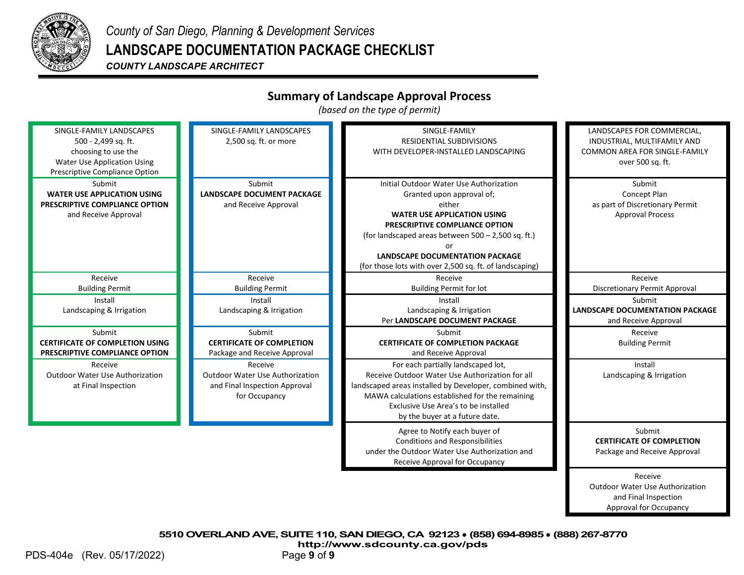County of San Diego, Planning & Development Services

# LANDSCAPE DOCUMENTATION PACKAGE CHECKLIST

*COUNTY LANDSCAPE ARCHITECT*

## Summary of Landscape Approval Process

*(based on the type of permit)*

| SINGLE-FAMILY LANDSCAPES 500 - 2,499 sq. ft. choosing to use the Water Use Application Using Prescriptive Compliance Option | SINGLE-FAMILY LANDSCAPES 2,500 sq. ft. or more | SINGLE-FAMILY RESIDENTIAL SUBDIVISIONS WITH DEVELOPER-INSTALLED LANDSCAPING | LANDSCAPES FOR COMMERCIAL, INDUSTRIAL, MULTIFAMILY AND COMMON AREA FOR SINGLE-FAMILY over 500 sq. ft. |
|---|---|---|---|
| Submit **WATER USE APPLICATION USING PRESCRIPTIVE COMPLIANCE OPTION** and Receive Approval | Submit **LANDSCAPE DOCUMENT PACKAGE** and Receive Approval | Initial Outdoor Water Use Authorization Granted upon approval of; either **WATER USE APPLICATION USING PRESCRIPTIVE COMPLIANCE OPTION** (for landscaped areas between 500 – 2,500 sq. ft.) or **LANDSCAPE DOCUMENTATION PACKAGE** (for those lots with over 2,500 sq. ft. of landscaping) | Submit Concept Plan as part of Discretionary Permit Approval Process |
| Receive Building Permit | Receive Building Permit | Receive Building Permit for lot | Receive Discretionary Permit Approval |
| Install Landscaping & Irrigation | Install Landscaping & Irrigation | Install Landscaping & Irrigation Per **LANDSCAPE DOCUMENT PACKAGE** | Submit **LANDSCAPE DOCUMENTATION PACKAGE** and Receive Approval |
| Submit **CERTIFICATE OF COMPLETION USING PRESCRIPTIVE COMPLIANCE OPTION** | Submit **CERTIFICATE OF COMPLETION** Package and Receive Approval | Submit **CERTIFICATE OF COMPLETION PACKAGE** and Receive Approval | Receive Building Permit |
| Receive Outdoor Water Use Authorization at Final Inspection | Receive Outdoor Water Use Authorization and Final Inspection Approval for Occupancy | For each partially landscaped lot, Receive Outdoor Water Use Authorization for all landscaped areas installed by Developer, combined with, MAWA calculations established for the remaining Exclusive Use Area's to be installed by the buyer at a future date. | Install Landscaping & Irrigation |
| | | Agree to Notify each buyer of Conditions and Responsibilities under the Outdoor Water Use Authorization and Receive Approval for Occupancy | Submit **CERTIFICATE OF COMPLETION** Package and Receive Approval |
| | | | Receive Outdoor Water Use Authorization and Final Inspection Approval for Occupancy |

5510 OVERLAND AVE, SUITE 110, SAN DIEGO, CA 92123 • (858) 694-8985 • (888) 267-8770
http://www.sdcounty.ca.gov/pds

PDS-404e (Rev. 05/17/2022)